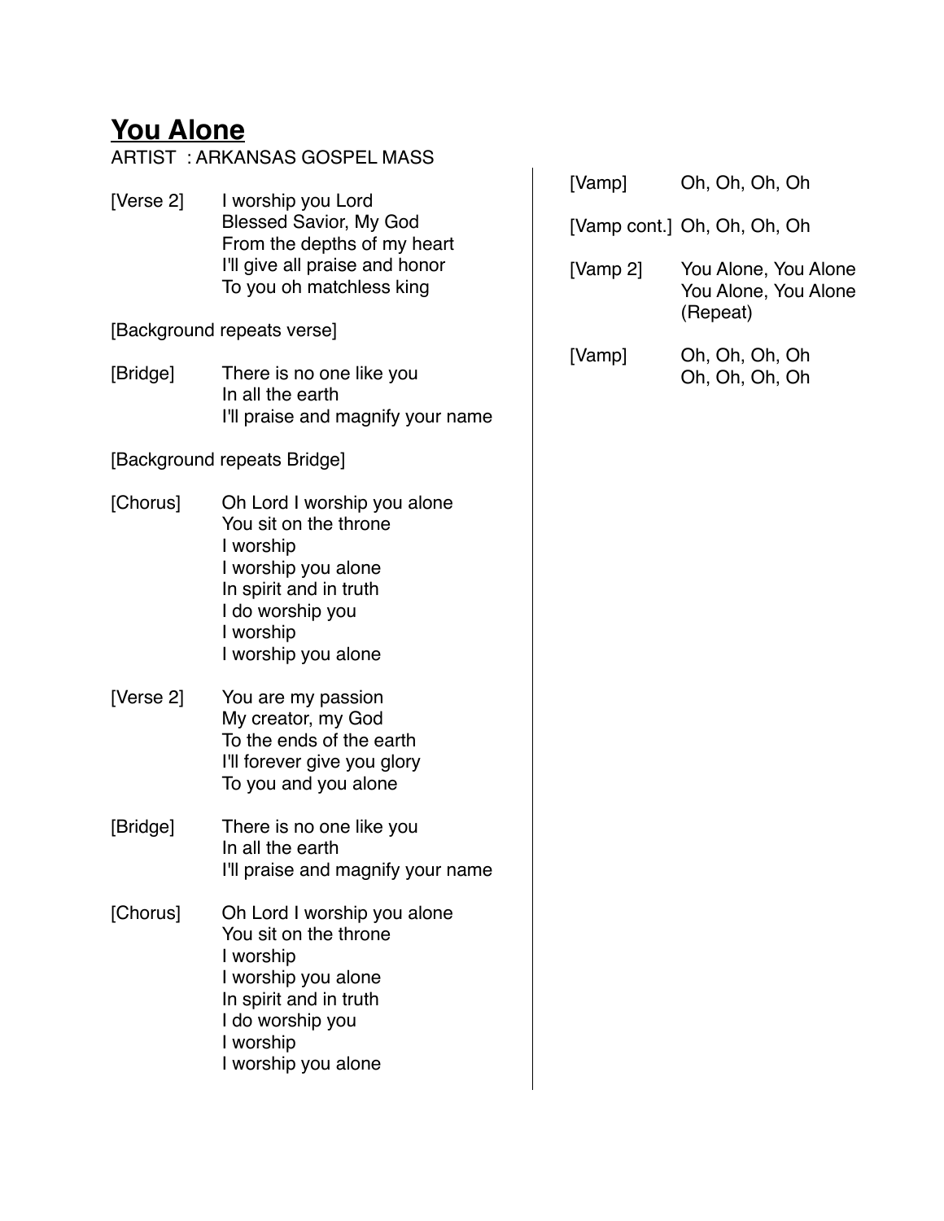# You Alone

ARTIST : ARKANSAS GOSPEL MASS

[Verse 2] I worship you Lord
Blessed Savior, My God
From the depths of my heart
I'll give all praise and honor
To you oh matchless king

[Background repeats verse]

[Bridge] There is no one like you
In all the earth
I'll praise and magnify your name

[Background repeats Bridge]

[Chorus] Oh Lord I worship you alone
You sit on the throne
I worship
I worship you alone
In spirit and in truth
I do worship you
I worship
I worship you alone

[Verse 2] You are my passion
My creator, my God
To the ends of the earth
I'll forever give you glory
To you and you alone

[Bridge] There is no one like you
In all the earth
I'll praise and magnify your name

[Chorus] Oh Lord I worship you alone
You sit on the throne
I worship
I worship you alone
In spirit and in truth
I do worship you
I worship
I worship you alone

[Vamp] Oh, Oh, Oh, Oh

[Vamp cont.] Oh, Oh, Oh, Oh

[Vamp 2] You Alone, You Alone
You Alone, You Alone
(Repeat)

[Vamp] Oh, Oh, Oh, Oh
Oh, Oh, Oh, Oh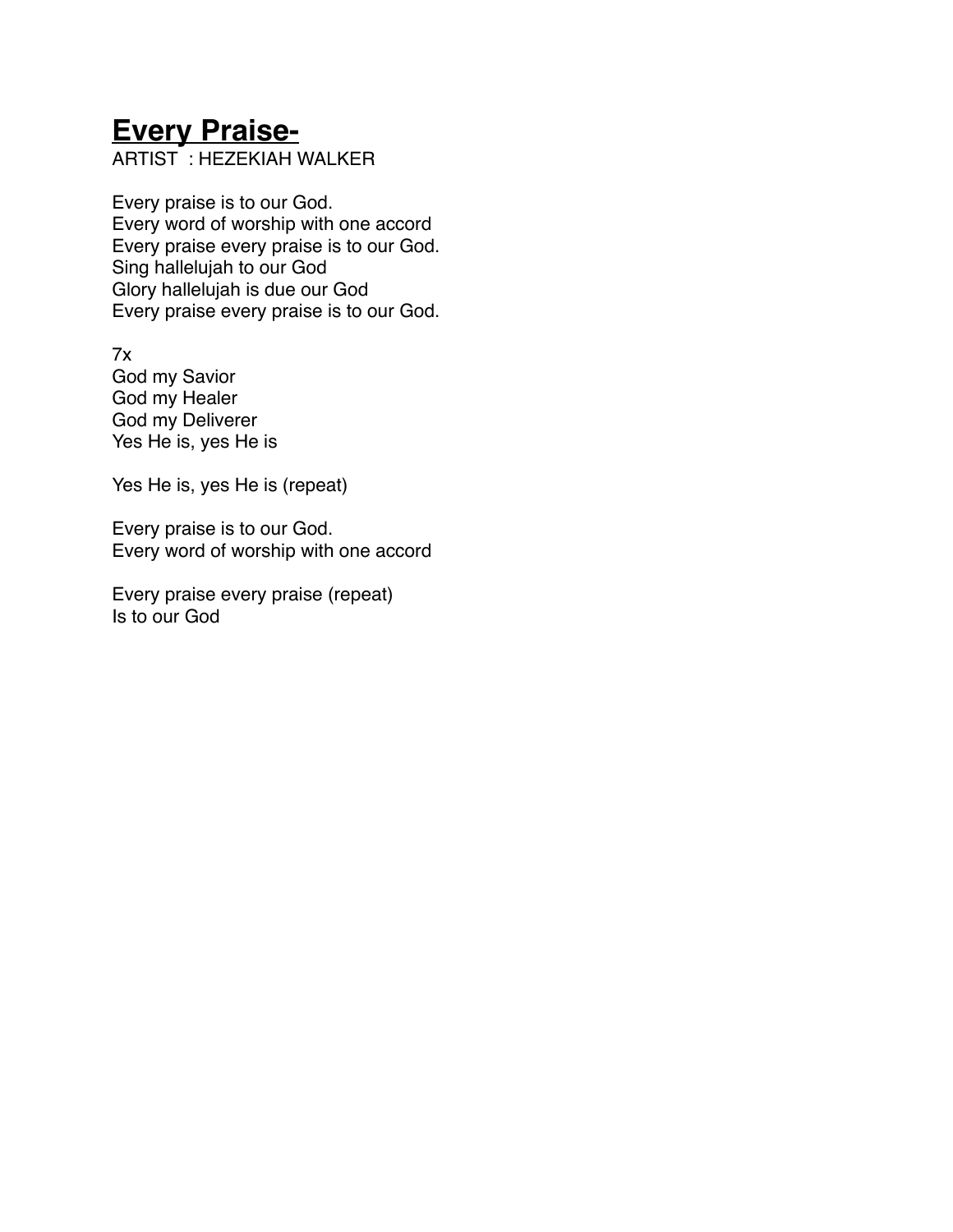# **Every Praise-**

ARTIST : HEZEKIAH WALKER

Every praise is to our God.  
Every word of worship with one accord  
Every praise every praise is to our God.  
Sing hallelujah to our God  
Glory hallelujah is due our God  
Every praise every praise is to our God.

7x  
God my Savior  
God my Healer  
God my Deliverer  
Yes He is, yes He is

Yes He is, yes He is (repeat)

Every praise is to our God.  
Every word of worship with one accord

Every praise every praise (repeat)  
Is to our God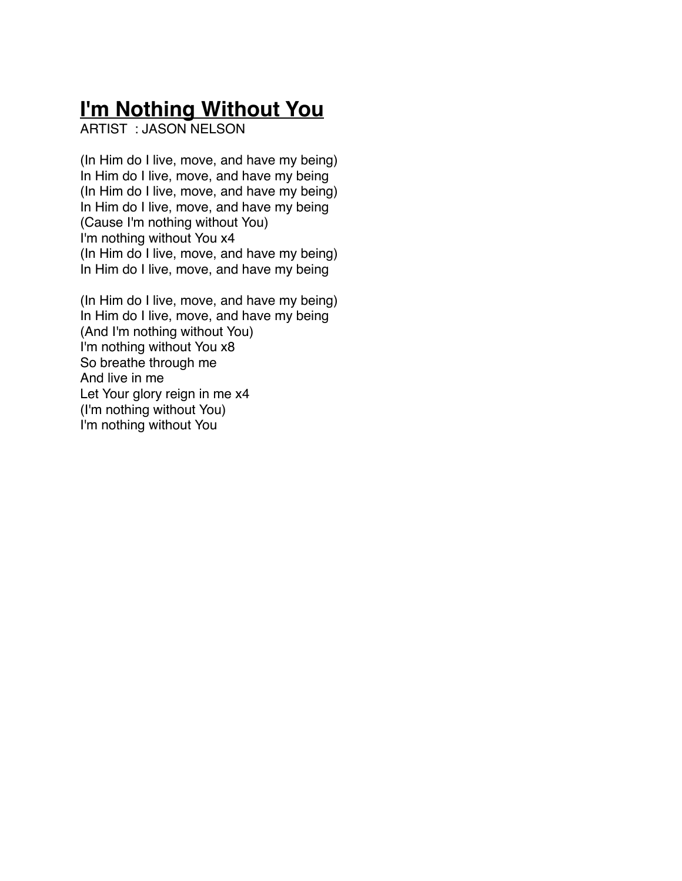# **I'm Nothing Without You**

ARTIST : JASON NELSON

(In Him do I live, move, and have my being)
In Him do I live, move, and have my being
(In Him do I live, move, and have my being)
In Him do I live, move, and have my being
(Cause I'm nothing without You)
I'm nothing without You x4
(In Him do I live, move, and have my being)
In Him do I live, move, and have my being

(In Him do I live, move, and have my being)
In Him do I live, move, and have my being
(And I'm nothing without You)
I'm nothing without You x8
So breathe through me
And live in me
Let Your glory reign in me x4
(I'm nothing without You)
I'm nothing without You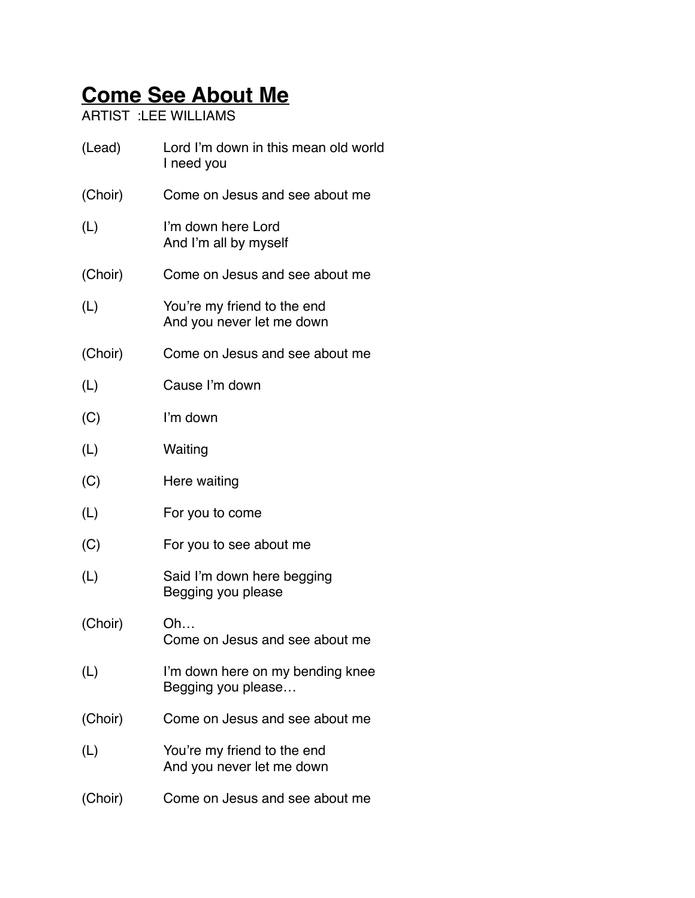# Come See About Me

ARTIST :LEE WILLIAMS

| | |
|---|---|
| (Lead) | Lord I'm down in this mean old world<br>I need you |
| (Choir) | Come on Jesus and see about me |
| (L) | I'm down here Lord<br>And I'm all by myself |
| (Choir) | Come on Jesus and see about me |
| (L) | You're my friend to the end<br>And you never let me down |
| (Choir) | Come on Jesus and see about me |
| (L) | Cause I'm down |
| (C) | I'm down |
| (L) | Waiting |
| (C) | Here waiting |
| (L) | For you to come |
| (C) | For you to see about me |
| (L) | Said I'm down here begging<br>Begging you please |
| (Choir) | Oh…<br>Come on Jesus and see about me |
| (L) | I'm down here on my bending knee<br>Begging you please… |
| (Choir) | Come on Jesus and see about me |
| (L) | You're my friend to the end<br>And you never let me down |
| (Choir) | Come on Jesus and see about me |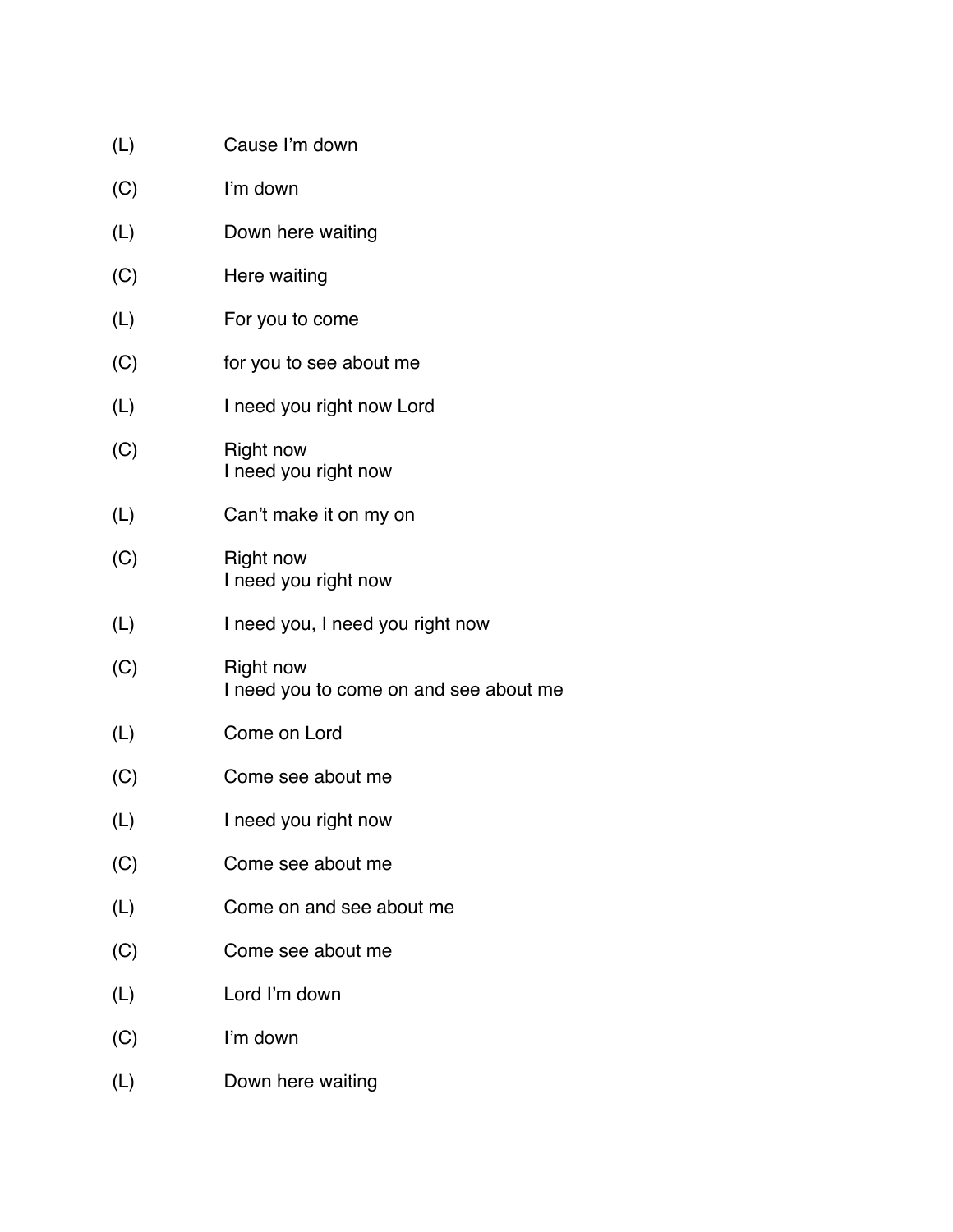(L) Cause I'm down

(C) I'm down

(L) Down here waiting

(C) Here waiting

(L) For you to come

(C) for you to see about me

(L) I need you right now Lord

(C) Right now
I need you right now

(L) Can't make it on my on

(C) Right now
I need you right now

(L) I need you, I need you right now

(C) Right now
I need you to come on and see about me

(L) Come on Lord

(C) Come see about me

(L) I need you right now

(C) Come see about me

(L) Come on and see about me

(C) Come see about me

(L) Lord I'm down

(C) I'm down

(L) Down here waiting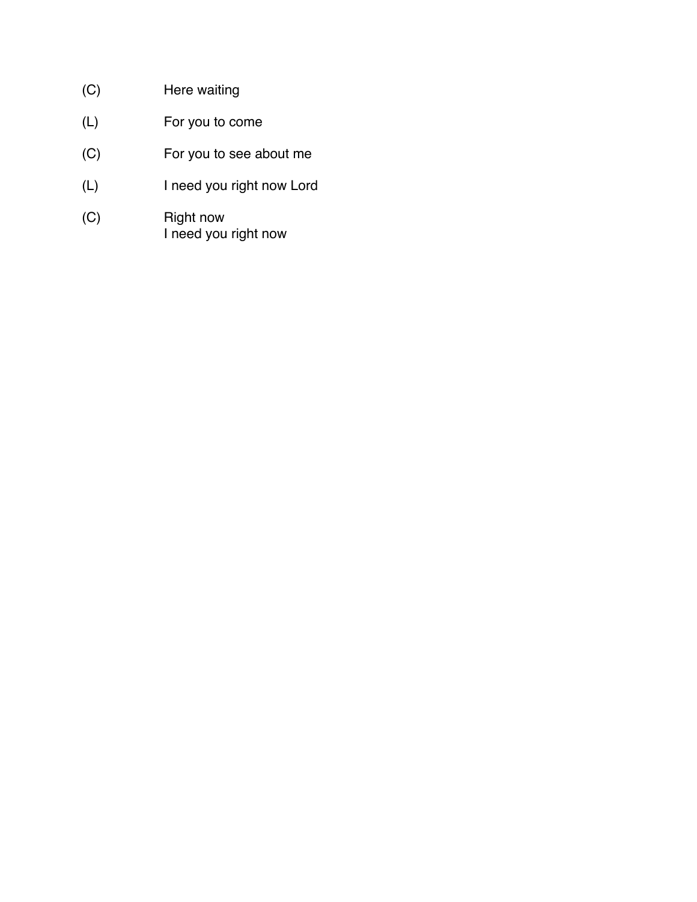(C) Here waiting

(L) For you to come

(C) For you to see about me

(L) I need you right now Lord

(C) Right now
I need you right now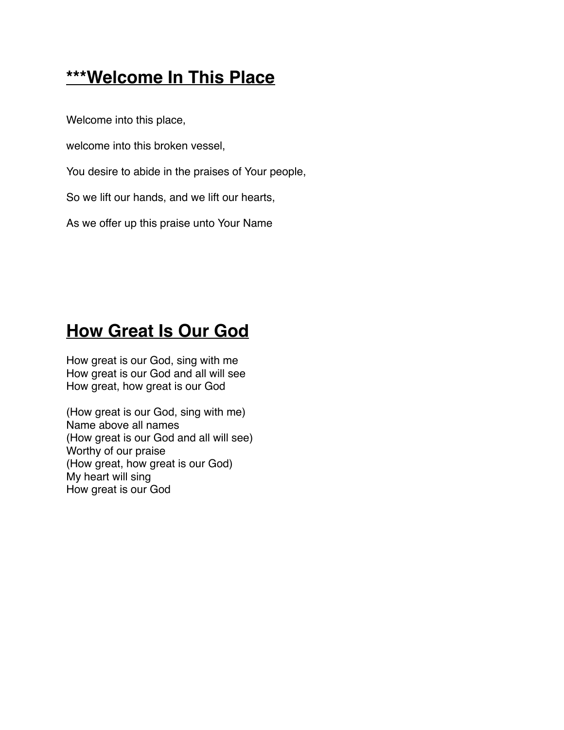## ***Welcome In This Place

Welcome into this place,

welcome into this broken vessel,

You desire to abide in the praises of Your people,

So we lift our hands, and we lift our hearts,

As we offer up this praise unto Your Name

## How Great Is Our God

How great is our God, sing with me
How great is our God and all will see
How great, how great is our God

(How great is our God, sing with me)
Name above all names
(How great is our God and all will see)
Worthy of our praise
(How great, how great is our God)
My heart will sing
How great is our God